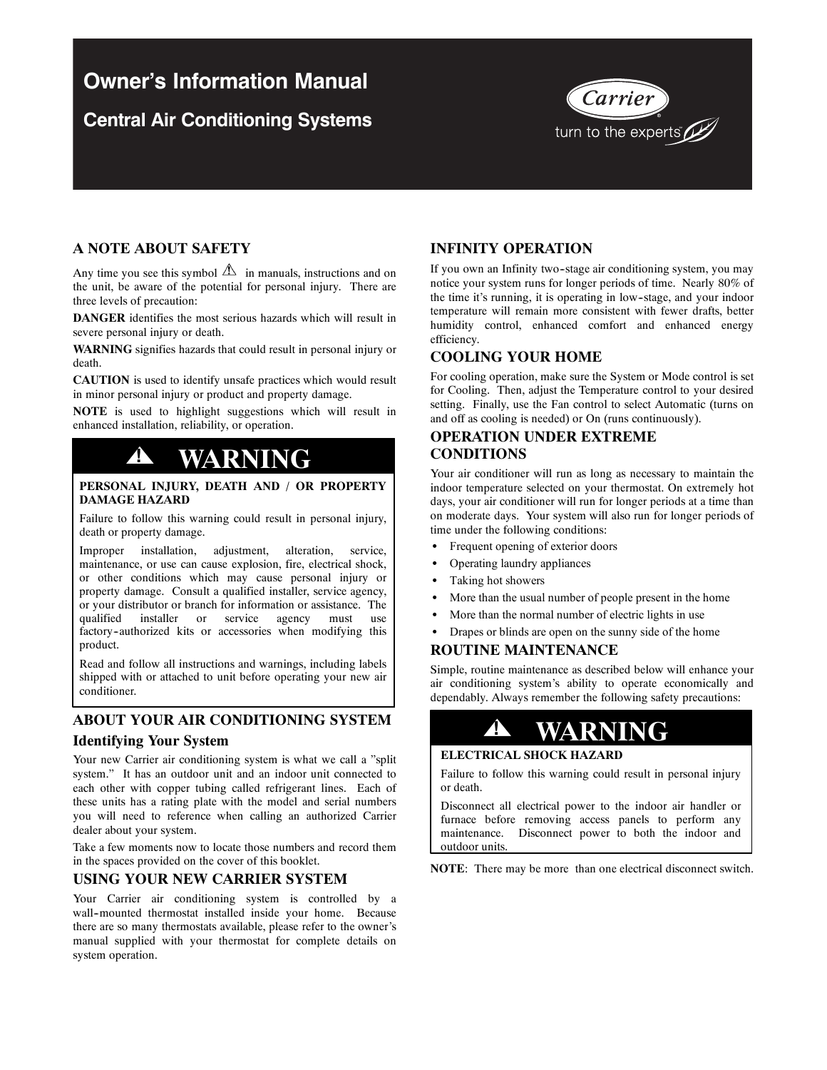# Owner's Information Manual

## Central Air Conditioning Systems

Carrier

turn to the experts

## A NOTE ABOUT SAFETY

Any time you see this symbol ⚠ in manuals, instructions and on the unit, be aware of the potential for personal injury. There are three levels of precaution:

**DANGER** identifies the most serious hazards which will result in severe personal injury or death.

**WARNING** signifies hazards that could result in personal injury or death.

**CAUTION** is used to identify unsafe practices which would result in minor personal injury or product and property damage.

**NOTE** is used to highlight suggestions which will result in enhanced installation, reliability, or operation.

> **⚠ WARNING**
>
> **PERSONAL INJURY, DEATH AND / OR PROPERTY DAMAGE HAZARD**
>
> Failure to follow this warning could result in personal injury, death or property damage.
>
> Improper installation, adjustment, alteration, service, maintenance, or use can cause explosion, fire, electrical shock, or other conditions which may cause personal injury or property damage. Consult a qualified installer, service agency, or your distributor or branch for information or assistance. The qualified installer or service agency must use factory-authorized kits or accessories when modifying this product.
>
> Read and follow all instructions and warnings, including labels shipped with or attached to unit before operating your new air conditioner.

## ABOUT YOUR AIR CONDITIONING SYSTEM

### Identifying Your System

Your new Carrier air conditioning system is what we call a "split system." It has an outdoor unit and an indoor unit connected to each other with copper tubing called refrigerant lines. Each of these units has a rating plate with the model and serial numbers you will need to reference when calling an authorized Carrier dealer about your system.

Take a few moments now to locate those numbers and record them in the spaces provided on the cover of this booklet.

## USING YOUR NEW CARRIER SYSTEM

Your Carrier air conditioning system is controlled by a wall-mounted thermostat installed inside your home. Because there are so many thermostats available, please refer to the owner's manual supplied with your thermostat for complete details on system operation.

## INFINITY OPERATION

If you own an Infinity two-stage air conditioning system, you may notice your system runs for longer periods of time. Nearly 80% of the time it's running, it is operating in low-stage, and your indoor temperature will remain more consistent with fewer drafts, better humidity control, enhanced comfort and enhanced energy efficiency.

## COOLING YOUR HOME

For cooling operation, make sure the System or Mode control is set for Cooling. Then, adjust the Temperature control to your desired setting. Finally, use the Fan control to select Automatic (turns on and off as cooling is needed) or On (runs continuously).

## OPERATION UNDER EXTREME CONDITIONS

Your air conditioner will run as long as necessary to maintain the indoor temperature selected on your thermostat. On extremely hot days, your air conditioner will run for longer periods at a time than on moderate days. Your system will also run for longer periods of time under the following conditions:

- Frequent opening of exterior doors
- Operating laundry appliances
- Taking hot showers
- More than the usual number of people present in the home
- More than the normal number of electric lights in use
- Drapes or blinds are open on the sunny side of the home

## ROUTINE MAINTENANCE

Simple, routine maintenance as described below will enhance your air conditioning system's ability to operate economically and dependably. Always remember the following safety precautions:

> **⚠ WARNING**
>
> **ELECTRICAL SHOCK HAZARD**
>
> Failure to follow this warning could result in personal injury or death.
>
> Disconnect all electrical power to the indoor air handler or furnace before removing access panels to perform any maintenance. Disconnect power to both the indoor and outdoor units.

**NOTE**: There may be more than one electrical disconnect switch.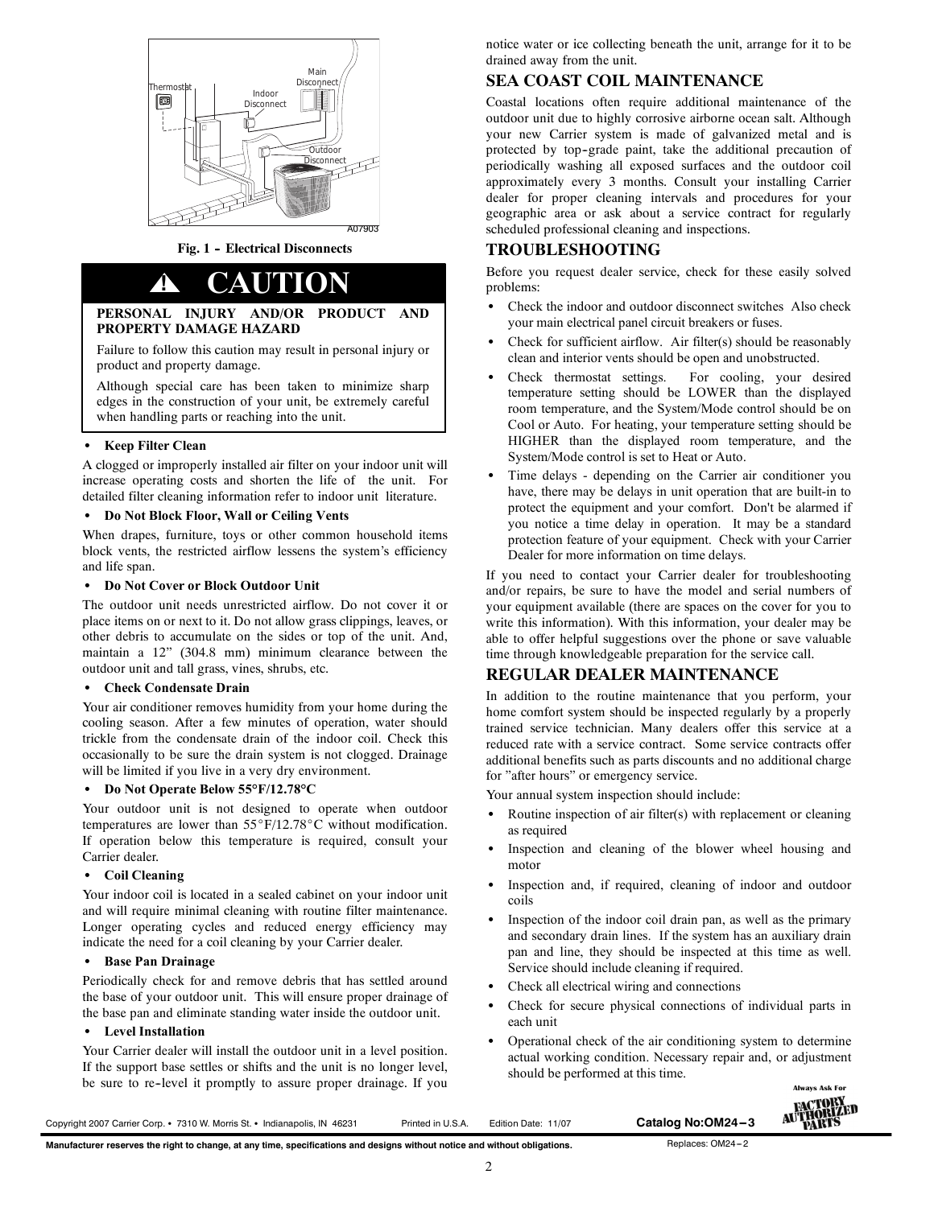Thermostat

Indoor Disconnect

Main Disconnect

Outdoor Disconnect

A07903

**Fig. 1 - Electrical Disconnects**

## ⚠ CAUTION

**PERSONAL INJURY AND/OR PRODUCT AND PROPERTY DAMAGE HAZARD**

Failure to follow this caution may result in personal injury or product and property damage.

Although special care has been taken to minimize sharp edges in the construction of your unit, be extremely careful when handling parts or reaching into the unit.

- **Keep Filter Clean**

A clogged or improperly installed air filter on your indoor unit will increase operating costs and shorten the life of the unit. For detailed filter cleaning information refer to indoor unit literature.

- **Do Not Block Floor, Wall or Ceiling Vents**

When drapes, furniture, toys or other common household items block vents, the restricted airflow lessens the system's efficiency and life span.

- **Do Not Cover or Block Outdoor Unit**

The outdoor unit needs unrestricted airflow. Do not cover it or place items on or next to it. Do not allow grass clippings, leaves, or other debris to accumulate on the sides or top of the unit. And, maintain a 12" (304.8 mm) minimum clearance between the outdoor unit and tall grass, vines, shrubs, etc.

- **Check Condensate Drain**

Your air conditioner removes humidity from your home during the cooling season. After a few minutes of operation, water should trickle from the condensate drain of the indoor coil. Check this occasionally to be sure the drain system is not clogged. Drainage will be limited if you live in a very dry environment.

- **Do Not Operate Below 55°F/12.78°C**

Your outdoor unit is not designed to operate when outdoor temperatures are lower than 55°F/12.78°C without modification. If operation below this temperature is required, consult your Carrier dealer.

- **Coil Cleaning**

Your indoor coil is located in a sealed cabinet on your indoor unit and will require minimal cleaning with routine filter maintenance. Longer operating cycles and reduced energy efficiency may indicate the need for a coil cleaning by your Carrier dealer.

- **Base Pan Drainage**

Periodically check for and remove debris that has settled around the base of your outdoor unit. This will ensure proper drainage of the base pan and eliminate standing water inside the outdoor unit.

- **Level Installation**

Your Carrier dealer will install the outdoor unit in a level position. If the support base settles or shifts and the unit is no longer level, be sure to re-level it promptly to assure proper drainage. If you notice water or ice collecting beneath the unit, arrange for it to be drained away from the unit.

## SEA COAST COIL MAINTENANCE

Coastal locations often require additional maintenance of the outdoor unit due to highly corrosive airborne ocean salt. Although your new Carrier system is made of galvanized metal and is protected by top-grade paint, take the additional precaution of periodically washing all exposed surfaces and the outdoor coil approximately every 3 months. Consult your installing Carrier dealer for proper cleaning intervals and procedures for your geographic area or ask about a service contract for regularly scheduled professional cleaning and inspections.

## TROUBLESHOOTING

Before you request dealer service, check for these easily solved problems:

- Check the indoor and outdoor disconnect switches Also check your main electrical panel circuit breakers or fuses.
- Check for sufficient airflow. Air filter(s) should be reasonably clean and interior vents should be open and unobstructed.
- Check thermostat settings. For cooling, your desired temperature setting should be LOWER than the displayed room temperature, and the System/Mode control should be on Cool or Auto. For heating, your temperature setting should be HIGHER than the displayed room temperature, and the System/Mode control is set to Heat or Auto.
- Time delays - depending on the Carrier air conditioner you have, there may be delays in unit operation that are built-in to protect the equipment and your comfort. Don't be alarmed if you notice a time delay in operation. It may be a standard protection feature of your equipment. Check with your Carrier Dealer for more information on time delays.

If you need to contact your Carrier dealer for troubleshooting and/or repairs, be sure to have the model and serial numbers of your equipment available (there are spaces on the cover for you to write this information). With this information, your dealer may be able to offer helpful suggestions over the phone or save valuable time through knowledgeable preparation for the service call.

## REGULAR DEALER MAINTENANCE

In addition to the routine maintenance that you perform, your home comfort system should be inspected regularly by a properly trained service technician. Many dealers offer this service at a reduced rate with a service contract. Some service contracts offer additional benefits such as parts discounts and no additional charge for "after hours" or emergency service.

Your annual system inspection should include:

- Routine inspection of air filter(s) with replacement or cleaning as required
- Inspection and cleaning of the blower wheel housing and motor
- Inspection and, if required, cleaning of indoor and outdoor coils
- Inspection of the indoor coil drain pan, as well as the primary and secondary drain lines. If the system has an auxiliary drain pan and line, they should be inspected at this time as well. Service should include cleaning if required.
- Check all electrical wiring and connections
- Check for secure physical connections of individual parts in each unit
- Operational check of the air conditioning system to determine actual working condition. Necessary repair and, or adjustment should be performed at this time.

Always Ask For FACTORY AUTHORIZED PARTS

Copyright 2007 Carrier Corp. • 7310 W. Morris St. • Indianapolis, IN 46231 Printed in U.S.A. Edition Date: 11/07 **Catalog No:OM24-3**

**Manufacturer reserves the right to change, at any time, specifications and designs without notice and without obligations.** Replaces: OM24-2